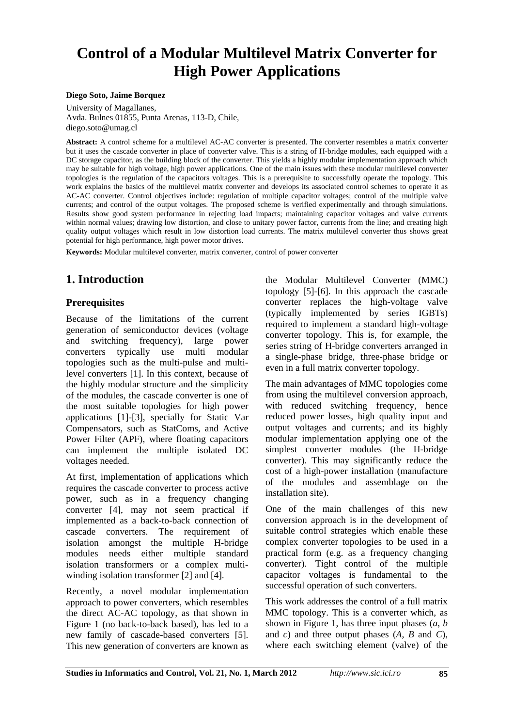# Control of a Modular Multilevel Matrix Converter for High Power Applications

**Diego Soto, Jaime Borquez**

University of Magallanes,
Avda. Bulnes 01855, Punta Arenas, 113-D, Chile,
diego.soto@umag.cl

**Abstract:** A control scheme for a multilevel AC-AC converter is presented. The converter resembles a matrix converter but it uses the cascade converter in place of converter valve. This is a string of H-bridge modules, each equipped with a DC storage capacitor, as the building block of the converter. This yields a highly modular implementation approach which may be suitable for high voltage, high power applications. One of the main issues with these modular multilevel converter topologies is the regulation of the capacitors voltages. This is a prerequisite to successfully operate the topology. This work explains the basics of the multilevel matrix converter and develops its associated control schemes to operate it as AC-AC converter. Control objectives include: regulation of multiple capacitor voltages; control of the multiple valve currents; and control of the output voltages. The proposed scheme is verified experimentally and through simulations. Results show good system performance in rejecting load impacts; maintaining capacitor voltages and valve currents within normal values; drawing low distortion, and close to unitary power factor, currents from the line; and creating high quality output voltages which result in low distortion load currents. The matrix multilevel converter thus shows great potential for high performance, high power motor drives.

**Keywords:** Modular multilevel converter, matrix converter, control of power converter

## 1. Introduction

### Prerequisites

Because of the limitations of the current generation of semiconductor devices (voltage and switching frequency), large power converters typically use multi modular topologies such as the multi-pulse and multi-level converters [1]. In this context, because of the highly modular structure and the simplicity of the modules, the cascade converter is one of the most suitable topologies for high power applications [1]-[3], specially for Static Var Compensators, such as StatComs, and Active Power Filter (APF), where floating capacitors can implement the multiple isolated DC voltages needed.

At first, implementation of applications which requires the cascade converter to process active power, such as in a frequency changing converter [4], may not seem practical if implemented as a back-to-back connection of cascade converters. The requirement of isolation amongst the multiple H-bridge modules needs either multiple standard isolation transformers or a complex multi-winding isolation transformer [2] and [4].

Recently, a novel modular implementation approach to power converters, which resembles the direct AC-AC topology, as that shown in Figure 1 (no back-to-back based), has led to a new family of cascade-based converters [5]. This new generation of converters are known as the Modular Multilevel Converter (MMC) topology [5]-[6]. In this approach the cascade converter replaces the high-voltage valve (typically implemented by series IGBTs) required to implement a standard high-voltage converter topology. This is, for example, the series string of H-bridge converters arranged in a single-phase bridge, three-phase bridge or even in a full matrix converter topology.

The main advantages of MMC topologies come from using the multilevel conversion approach, with reduced switching frequency, hence reduced power losses, high quality input and output voltages and currents; and its highly modular implementation applying one of the simplest converter modules (the H-bridge converter). This may significantly reduce the cost of a high-power installation (manufacture of the modules and assemblage on the installation site).

One of the main challenges of this new conversion approach is in the development of suitable control strategies which enable these complex converter topologies to be used in a practical form (e.g. as a frequency changing converter). Tight control of the multiple capacitor voltages is fundamental to the successful operation of such converters.

This work addresses the control of a full matrix MMC topology. This is a converter which, as shown in Figure 1, has three input phases (*a*, *b* and *c*) and three output phases (*A*, *B* and *C*), where each switching element (valve) of the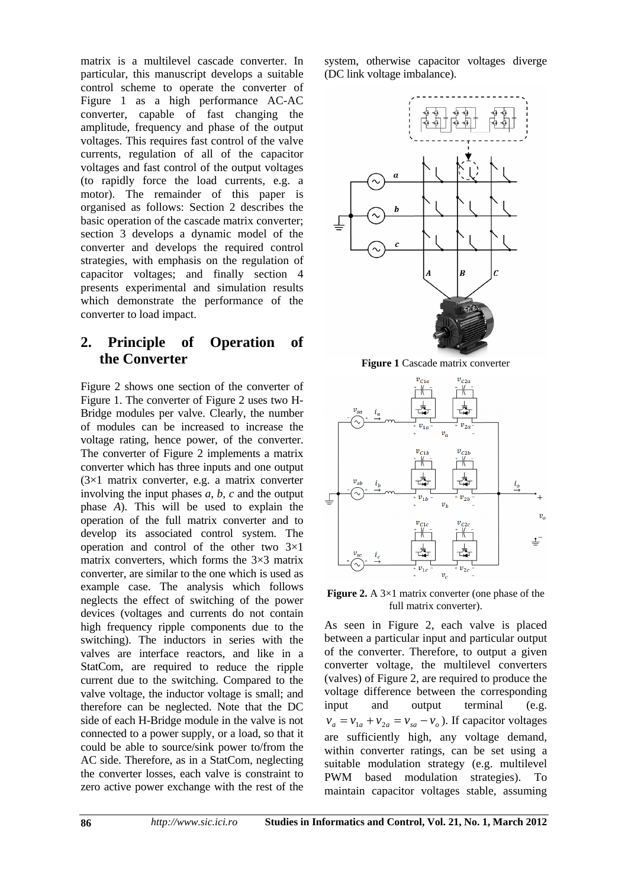matrix is a multilevel cascade converter. In particular, this manuscript develops a suitable control scheme to operate the converter of Figure 1 as a high performance AC-AC converter, capable of fast changing the amplitude, frequency and phase of the output voltages. This requires fast control of the valve currents, regulation of all of the capacitor voltages and fast control of the output voltages (to rapidly force the load currents, e.g. a motor). The remainder of this paper is organised as follows: Section 2 describes the basic operation of the cascade matrix converter; section 3 develops a dynamic model of the converter and develops the required control strategies, with emphasis on the regulation of capacitor voltages; and finally section 4 presents experimental and simulation results which demonstrate the performance of the converter to load impact.

## 2. Principle of Operation of the Converter

Figure 2 shows one section of the converter of Figure 1. The converter of Figure 2 uses two H-Bridge modules per valve. Clearly, the number of modules can be increased to increase the voltage rating, hence power, of the converter. The converter of Figure 2 implements a matrix converter which has three inputs and one output (3×1 matrix converter, e.g. a matrix converter involving the input phases *a*, *b*, *c* and the output phase *A*). This will be used to explain the operation of the full matrix converter and to develop its associated control system. The operation and control of the other two 3×1 matrix converters, which forms the 3×3 matrix converter, are similar to the one which is used as example case. The analysis which follows neglects the effect of switching of the power devices (voltages and currents do not contain high frequency ripple components due to the switching). The inductors in series with the valves are interface reactors, and like in a StatCom, are required to reduce the ripple current due to the switching. Compared to the valve voltage, the inductor voltage is small; and therefore can be neglected. Note that the DC side of each H-Bridge module in the valve is not connected to a power supply, or a load, so that it could be able to source/sink power to/from the AC side. Therefore, as in a StatCom, neglecting the converter losses, each valve is constraint to zero active power exchange with the rest of the system, otherwise capacitor voltages diverge (DC link voltage imbalance).

**Figure 1** Cascade matrix converter

**Figure 2.** A 3×1 matrix converter (one phase of the full matrix converter).

As seen in Figure 2, each valve is placed between a particular input and particular output of the converter. Therefore, to output a given converter voltage, the multilevel converters (valves) of Figure 2, are required to produce the voltage difference between the corresponding input and output terminal (e.g. $v_a = v_{1a} + v_{2a} = v_{sa} - v_o$). If capacitor voltages are sufficiently high, any voltage demand, within converter ratings, can be set using a suitable modulation strategy (e.g. multilevel PWM based modulation strategies). To maintain capacitor voltages stable, assuming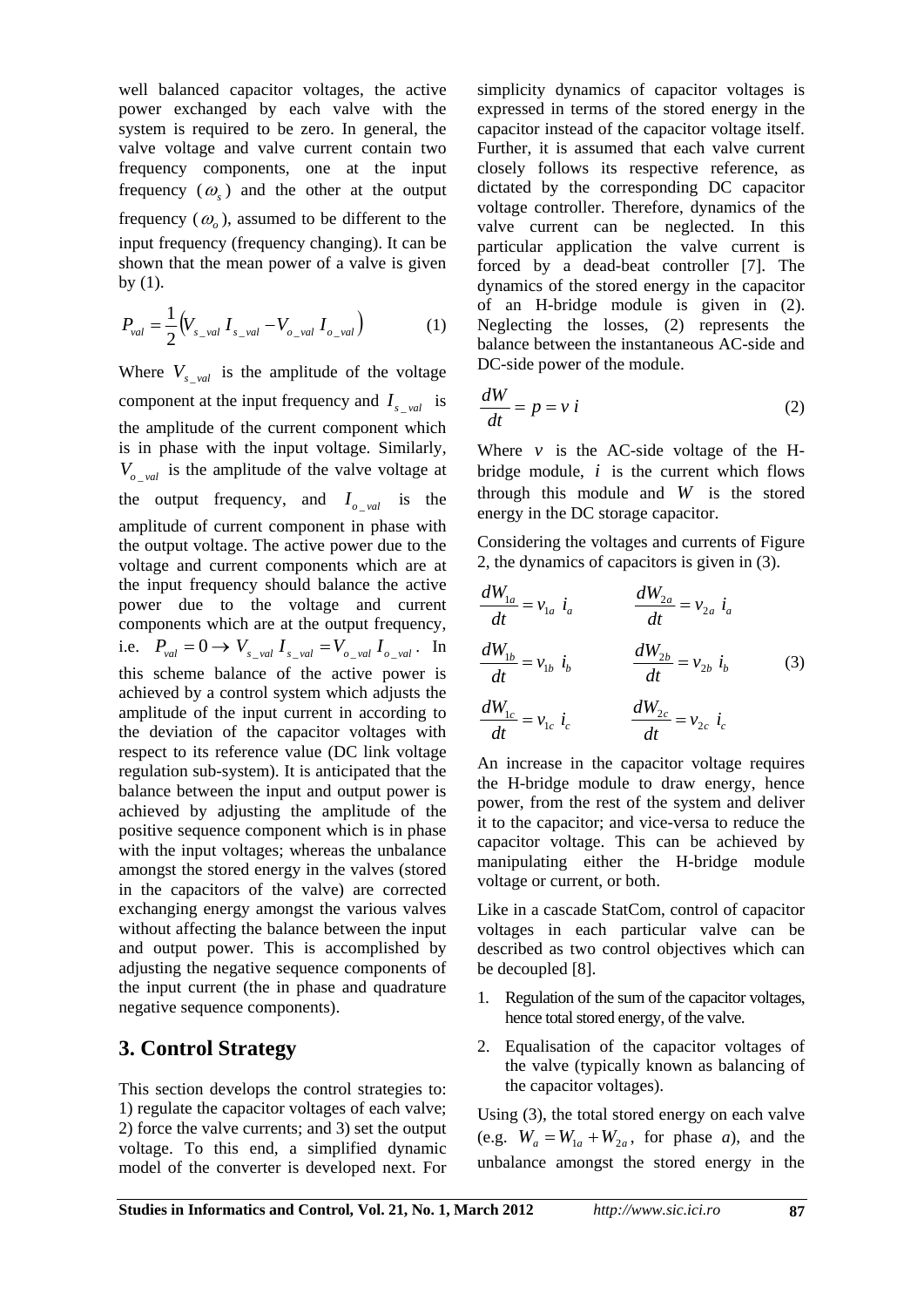well balanced capacitor voltages, the active power exchanged by each valve with the system is required to be zero. In general, the valve voltage and valve current contain two frequency components, one at the input frequency ($\omega_s$) and the other at the output frequency ($\omega_o$), assumed to be different to the input frequency (frequency changing). It can be shown that the mean power of a valve is given by (1).

$$P_{val} = \frac{1}{2}\left(V_{s\_val}\, I_{s\_val} - V_{o\_val}\, I_{o\_val}\right) \qquad (1)$$

Where $V_{s\_val}$ is the amplitude of the voltage component at the input frequency and $I_{s\_val}$ is the amplitude of the current component which is in phase with the input voltage. Similarly, $V_{o\_val}$ is the amplitude of the valve voltage at the output frequency, and $I_{o\_val}$ is the amplitude of current component in phase with the output voltage. The active power due to the voltage and current components which are at the input frequency should balance the active power due to the voltage and current components which are at the output frequency, i.e. $P_{val} = 0 \rightarrow V_{s\_val}\, I_{s\_val} = V_{o\_val}\, I_{o\_val}$. In this scheme balance of the active power is achieved by a control system which adjusts the amplitude of the input current in according to the deviation of the capacitor voltages with respect to its reference value (DC link voltage regulation sub-system). It is anticipated that the balance between the input and output power is achieved by adjusting the amplitude of the positive sequence component which is in phase with the input voltages; whereas the unbalance amongst the stored energy in the valves (stored in the capacitors of the valve) are corrected exchanging energy amongst the various valves without affecting the balance between the input and output power. This is accomplished by adjusting the negative sequence components of the input current (the in phase and quadrature negative sequence components).

## 3. Control Strategy

This section develops the control strategies to: 1) regulate the capacitor voltages of each valve; 2) force the valve currents; and 3) set the output voltage. To this end, a simplified dynamic model of the converter is developed next. For simplicity dynamics of capacitor voltages is expressed in terms of the stored energy in the capacitor instead of the capacitor voltage itself. Further, it is assumed that each valve current closely follows its respective reference, as dictated by the corresponding DC capacitor voltage controller. Therefore, dynamics of the valve current can be neglected. In this particular application the valve current is forced by a dead-beat controller [7]. The dynamics of the stored energy in the capacitor of an H-bridge module is given in (2). Neglecting the losses, (2) represents the balance between the instantaneous AC-side and DC-side power of the module.

$$\frac{dW}{dt} = p = v\, i \qquad (2)$$

Where $v$ is the AC-side voltage of the H-bridge module, $i$ is the current which flows through this module and $W$ is the stored energy in the DC storage capacitor.

Considering the voltages and currents of Figure 2, the dynamics of capacitors is given in (3).

$$\begin{aligned}
\frac{dW_{1a}}{dt} &= v_{1a}\, i_a & \qquad \frac{dW_{2a}}{dt} &= v_{2a}\, i_a \\
\frac{dW_{1b}}{dt} &= v_{1b}\, i_b & \qquad \frac{dW_{2b}}{dt} &= v_{2b}\, i_b \\
\frac{dW_{1c}}{dt} &= v_{1c}\, i_c & \qquad \frac{dW_{2c}}{dt} &= v_{2c}\, i_c
\end{aligned} \qquad (3)$$

An increase in the capacitor voltage requires the H-bridge module to draw energy, hence power, from the rest of the system and deliver it to the capacitor; and vice-versa to reduce the capacitor voltage. This can be achieved by manipulating either the H-bridge module voltage or current, or both.

Like in a cascade StatCom, control of capacitor voltages in each particular valve can be described as two control objectives which can be decoupled [8].

1. Regulation of the sum of the capacitor voltages, hence total stored energy, of the valve.
2. Equalisation of the capacitor voltages of the valve (typically known as balancing of the capacitor voltages).

Using (3), the total stored energy on each valve (e.g. $W_a = W_{1a} + W_{2a}$, for phase $a$), and the unbalance amongst the stored energy in the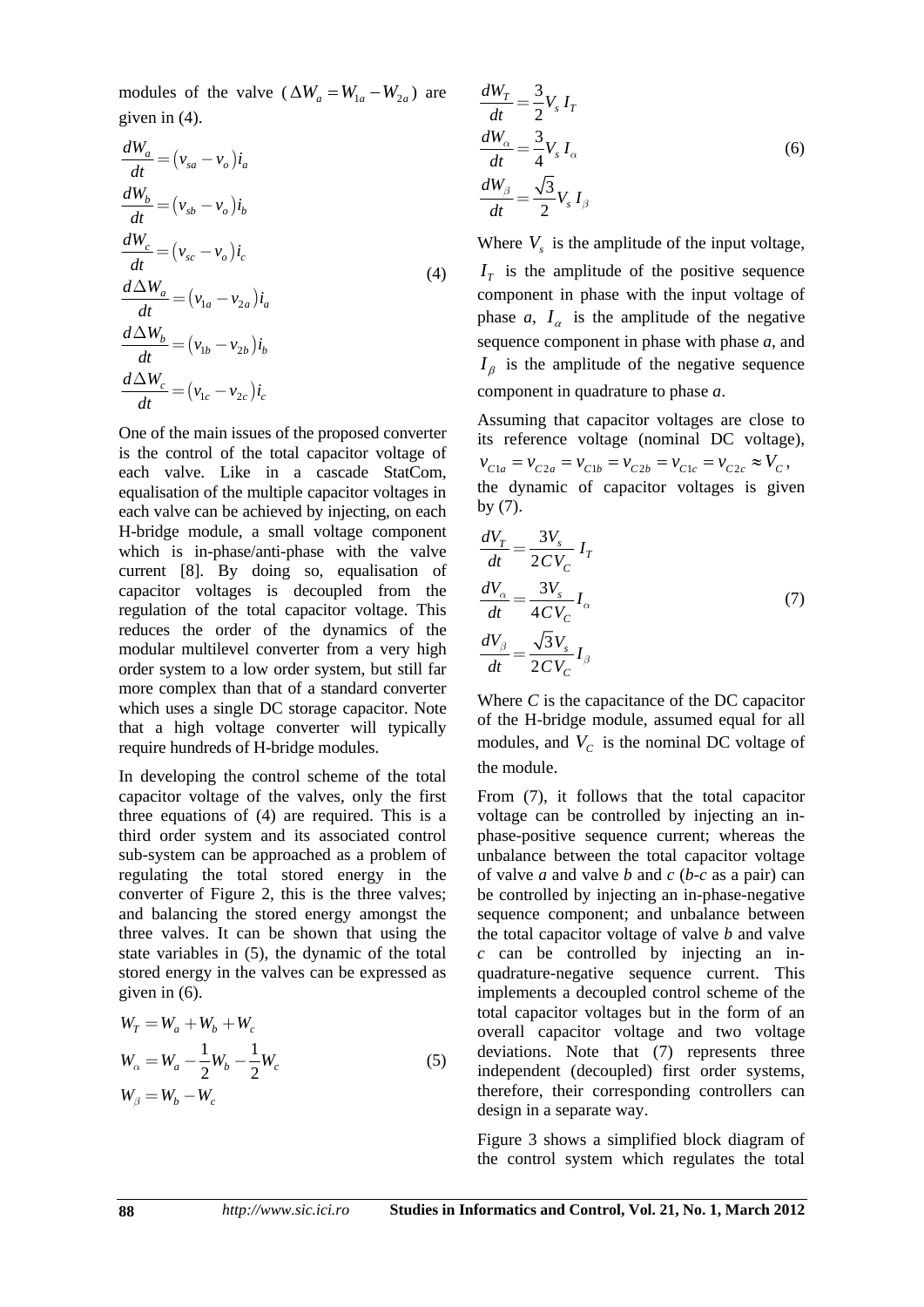modules of the valve ($\Delta W_a = W_{1a} - W_{2a}$) are given in (4).

$$
\begin{aligned}
\frac{dW_a}{dt} &= \left(v_{sa} - v_o\right) i_a \\
\frac{dW_b}{dt} &= \left(v_{sb} - v_o\right) i_b \\
\frac{dW_c}{dt} &= \left(v_{sc} - v_o\right) i_c \\
\frac{d\Delta W_a}{dt} &= \left(v_{1a} - v_{2a}\right) i_a \\
\frac{d\Delta W_b}{dt} &= \left(v_{1b} - v_{2b}\right) i_b \\
\frac{d\Delta W_c}{dt} &= \left(v_{1c} - v_{2c}\right) i_c
\end{aligned}
\tag{4}
$$

One of the main issues of the proposed converter is the control of the total capacitor voltage of each valve. Like in a cascade StatCom, equalisation of the multiple capacitor voltages in each valve can be achieved by injecting, on each H-bridge module, a small voltage component which is in-phase/anti-phase with the valve current [8]. By doing so, equalisation of capacitor voltages is decoupled from the regulation of the total capacitor voltage. This reduces the order of the dynamics of the modular multilevel converter from a very high order system to a low order system, but still far more complex than that of a standard converter which uses a single DC storage capacitor. Note that a high voltage converter will typically require hundreds of H-bridge modules.

In developing the control scheme of the total capacitor voltage of the valves, only the first three equations of (4) are required. This is a third order system and its associated control sub-system can be approached as a problem of regulating the total stored energy in the converter of Figure 2, this is the three valves; and balancing the stored energy amongst the three valves. It can be shown that using the state variables in (5), the dynamic of the total stored energy in the valves can be expressed as given in (6).

$$
\begin{aligned}
W_T &= W_a + W_b + W_c \\
W_\alpha &= W_a - \frac{1}{2} W_b - \frac{1}{2} W_c \\
W_\beta &= W_b - W_c
\end{aligned}
\tag{5}
$$

$$
\begin{aligned}
\frac{dW_T}{dt} &= \frac{3}{2} V_s \, I_T \\
\frac{dW_\alpha}{dt} &= \frac{3}{4} V_s \, I_\alpha \\
\frac{dW_\beta}{dt} &= \frac{\sqrt{3}}{2} V_s \, I_\beta
\end{aligned}
\tag{6}
$$

Where $V_s$ is the amplitude of the input voltage, $I_T$ is the amplitude of the positive sequence component in phase with the input voltage of phase *a*, $I_\alpha$ is the amplitude of the negative sequence component in phase with phase *a*, and $I_\beta$ is the amplitude of the negative sequence component in quadrature to phase *a*.

Assuming that capacitor voltages are close to its reference voltage (nominal DC voltage), $v_{C1a} = v_{C2a} = v_{C1b} = v_{C2b} = v_{C1c} = v_{C2c} \approx V_C$, the dynamic of capacitor voltages is given by (7).

$$
\begin{aligned}
\frac{dV_T}{dt} &= \frac{3V_s}{2CV_C} \, I_T \\
\frac{dV_\alpha}{dt} &= \frac{3V_s}{4CV_C} I_\alpha \\
\frac{dV_\beta}{dt} &= \frac{\sqrt{3}V_s}{2CV_C} I_\beta
\end{aligned}
\tag{7}
$$

Where *C* is the capacitance of the DC capacitor of the H-bridge module, assumed equal for all modules, and $V_C$ is the nominal DC voltage of the module.

From (7), it follows that the total capacitor voltage can be controlled by injecting an in-phase-positive sequence current; whereas the unbalance between the total capacitor voltage of valve *a* and valve *b* and *c* (*b*-*c* as a pair) can be controlled by injecting an in-phase-negative sequence component; and unbalance between the total capacitor voltage of valve *b* and valve *c* can be controlled by injecting an in-quadrature-negative sequence current. This implements a decoupled control scheme of the total capacitor voltages but in the form of an overall capacitor voltage and two voltage deviations. Note that (7) represents three independent (decoupled) first order systems, therefore, their corresponding controllers can design in a separate way.

Figure 3 shows a simplified block diagram of the control system which regulates the total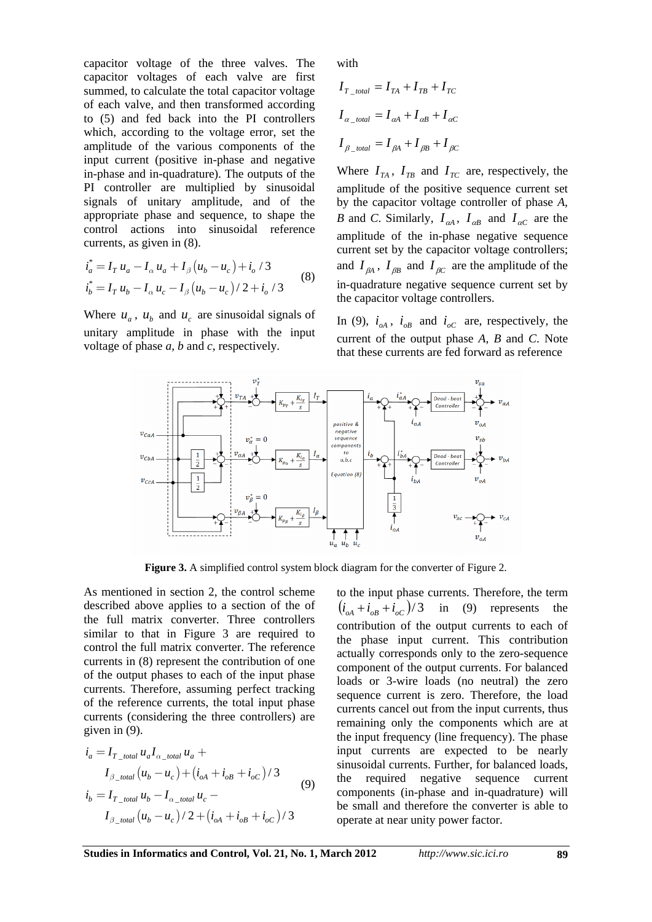capacitor voltage of the three valves. The capacitor voltages of each valve are first summed, to calculate the total capacitor voltage of each valve, and then transformed according to (5) and fed back into the PI controllers which, according to the voltage error, set the amplitude of the various components of the input current (positive in-phase and negative in-phase and in-quadrature). The outputs of the PI controller are multiplied by sinusoidal signals of unitary amplitude, and of the appropriate phase and sequence, to shape the control actions into sinusoidal reference currents, as given in (8).

$$
\begin{aligned}
i_a^* &= I_T\, u_a - I_\alpha\, u_a + I_\beta \left(u_b - u_c\right) + i_o / 3 \\
i_b^* &= I_T\, u_b - I_\alpha\, u_c - I_\beta \left(u_b - u_c\right) / 2 + i_o / 3
\end{aligned}
\tag{8}
$$

Where $u_a$, $u_b$ and $u_c$ are sinusoidal signals of unitary amplitude in phase with the input voltage of phase *a*, *b* and *c*, respectively.

with

$$I_{T\_total} = I_{TA} + I_{TB} + I_{TC}$$

$$I_{\alpha\_total} = I_{\alpha A} + I_{\alpha B} + I_{\alpha C}$$

$$I_{\beta\_total} = I_{\beta A} + I_{\beta B} + I_{\beta C}$$

Where $I_{TA}$, $I_{TB}$ and $I_{TC}$ are, respectively, the amplitude of the positive sequence current set by the capacitor voltage controller of phase *A*, *B* and *C*. Similarly, $I_{\alpha A}$, $I_{\alpha B}$ and $I_{\alpha C}$ are the amplitude of the in-phase negative sequence current set by the capacitor voltage controllers; and $I_{\beta A}$, $I_{\beta B}$ and $I_{\beta C}$ are the amplitude of the in-quadrature negative sequence current set by the capacitor voltage controllers.

In (9), $i_{oA}$, $i_{oB}$ and $i_{oC}$ are, respectively, the current of the output phase *A*, *B* and *C*. Note that these currents are fed forward as reference

**Figure 3.** A simplified control system block diagram for the converter of Figure 2.

As mentioned in section 2, the control scheme described above applies to a section of the of the full matrix converter. Three controllers similar to that in Figure 3 are required to control the full matrix converter. The reference currents in (8) represent the contribution of one of the output phases to each of the input phase currents. Therefore, assuming perfect tracking of the reference currents, the total input phase currents (considering the three controllers) are given in (9).

$$
\begin{aligned}
i_a &= I_{T\_total}\, u_a I_{\alpha\_total}\, u_a + \\
&\quad I_{\beta\_total} \left(u_b - u_c\right) + \left(i_{oA} + i_{oB} + i_{oC}\right) / 3 \\
i_b &= I_{T\_total}\, u_b - I_{\alpha\_total}\, u_c - \\
&\quad I_{\beta\_total} \left(u_b - u_c\right) / 2 + \left(i_{oA} + i_{oB} + i_{oC}\right) / 3
\end{aligned}
\tag{9}
$$

to the input phase currents. Therefore, the term $\left(i_{oA} + i_{oB} + i_{oC}\right)/3$ in (9) represents the contribution of the output currents to each of the phase input current. This contribution actually corresponds only to the zero-sequence component of the output currents. For balanced loads or 3-wire loads (no neutral) the zero sequence current is zero. Therefore, the load currents cancel out from the input currents, thus remaining only the components which are at the input frequency (line frequency). The phase input currents are expected to be nearly sinusoidal currents. Further, for balanced loads, the required negative sequence current components (in-phase and in-quadrature) will be small and therefore the converter is able to operate at near unity power factor.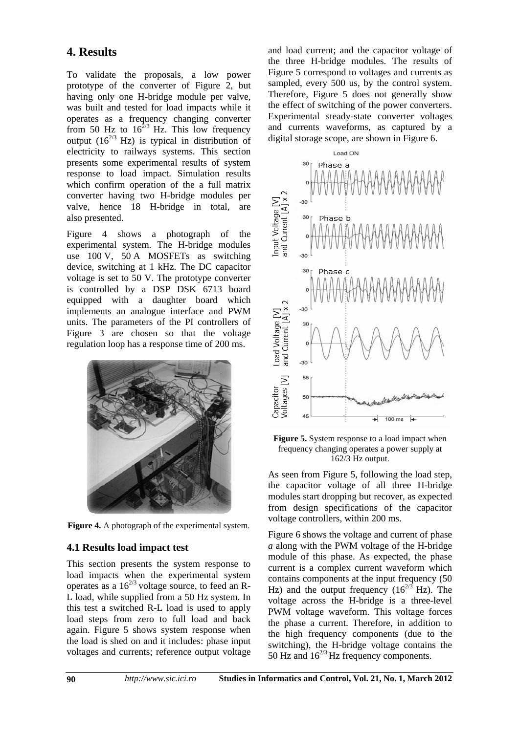## 4. Results

To validate the proposals, a low power prototype of the converter of Figure 2, but having only one H-bridge module per valve, was built and tested for load impacts while it operates as a frequency changing converter from 50 Hz to $16^{2/3}$ Hz. This low frequency output ($16^{2/3}$ Hz) is typical in distribution of electricity to railways systems. This section presents some experimental results of system response to load impact. Simulation results which confirm operation of the a full matrix converter having two H-bridge modules per valve, hence 18 H-bridge in total, are also presented.

Figure 4 shows a photograph of the experimental system. The H-bridge modules use 100 V, 50 A MOSFETs as switching device, switching at 1 kHz. The DC capacitor voltage is set to 50 V. The prototype converter is controlled by a DSP DSK 6713 board equipped with a daughter board which implements an analogue interface and PWM units. The parameters of the PI controllers of Figure 3 are chosen so that the voltage regulation loop has a response time of 200 ms.

**Figure 4.** A photograph of the experimental system.

### 4.1 Results load impact test

This section presents the system response to load impacts when the experimental system operates as a $16^{2/3}$ voltage source, to feed an R-L load, while supplied from a 50 Hz system. In this test a switched R-L load is used to apply load steps from zero to full load and back again. Figure 5 shows system response when the load is shed on and it includes: phase input voltages and currents; reference output voltage and load current; and the capacitor voltage of the three H-bridge modules. The results of Figure 5 correspond to voltages and currents as sampled, every 500 us, by the control system. Therefore, Figure 5 does not generally show the effect of switching of the power converters. Experimental steady-state converter voltages and currents waveforms, as captured by a digital storage scope, are shown in Figure 6.

**Figure 5.** System response to a load impact when frequency changing operates a power supply at 162/3 Hz output.

As seen from Figure 5, following the load step, the capacitor voltage of all three H-bridge modules start dropping but recover, as expected from design specifications of the capacitor voltage controllers, within 200 ms.

Figure 6 shows the voltage and current of phase *a* along with the PWM voltage of the H-bridge module of this phase. As expected, the phase current is a complex current waveform which contains components at the input frequency (50 Hz) and the output frequency ($16^{2/3}$ Hz). The voltage across the H-bridge is a three-level PWM voltage waveform. This voltage forces the phase a current. Therefore, in addition to the high frequency components (due to the switching), the H-bridge voltage contains the 50 Hz and $16^{2/3}$ Hz frequency components.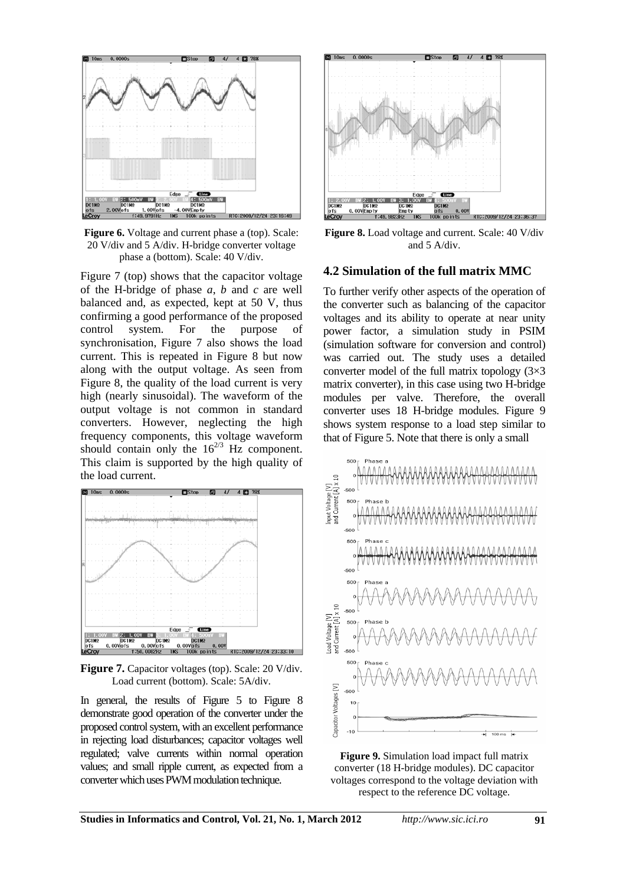**Figure 6.** Voltage and current phase a (top). Scale: 20 V/div and 5 A/div. H-bridge converter voltage phase a (bottom). Scale: 40 V/div.

Figure 7 (top) shows that the capacitor voltage of the H-bridge of phase *a*, *b* and *c* are well balanced and, as expected, kept at 50 V, thus confirming a good performance of the proposed control system. For the purpose of synchronisation, Figure 7 also shows the load current. This is repeated in Figure 8 but now along with the output voltage. As seen from Figure 8, the quality of the load current is very high (nearly sinusoidal). The waveform of the output voltage is not common in standard converters. However, neglecting the high frequency components, this voltage waveform should contain only the $16^{2/3}$ Hz component. This claim is supported by the high quality of the load current.

**Figure 7.** Capacitor voltages (top). Scale: 20 V/div. Load current (bottom). Scale: 5A/div.

In general, the results of Figure 5 to Figure 8 demonstrate good operation of the converter under the proposed control system, with an excellent performance in rejecting load disturbances; capacitor voltages well regulated; valve currents within normal operation values; and small ripple current, as expected from a converter which uses PWM modulation technique.

**Figure 8.** Load voltage and current. Scale: 40 V/div and 5 A/div.

### 4.2 Simulation of the full matrix MMC

To further verify other aspects of the operation of the converter such as balancing of the capacitor voltages and its ability to operate at near unity power factor, a simulation study in PSIM (simulation software for conversion and control) was carried out. The study uses a detailed converter model of the full matrix topology (3×3 matrix converter), in this case using two H-bridge modules per valve. Therefore, the overall converter uses 18 H-bridge modules. Figure 9 shows system response to a load step similar to that of Figure 5. Note that there is only a small

**Figure 9.** Simulation load impact full matrix converter (18 H-bridge modules). DC capacitor voltages correspond to the voltage deviation with respect to the reference DC voltage.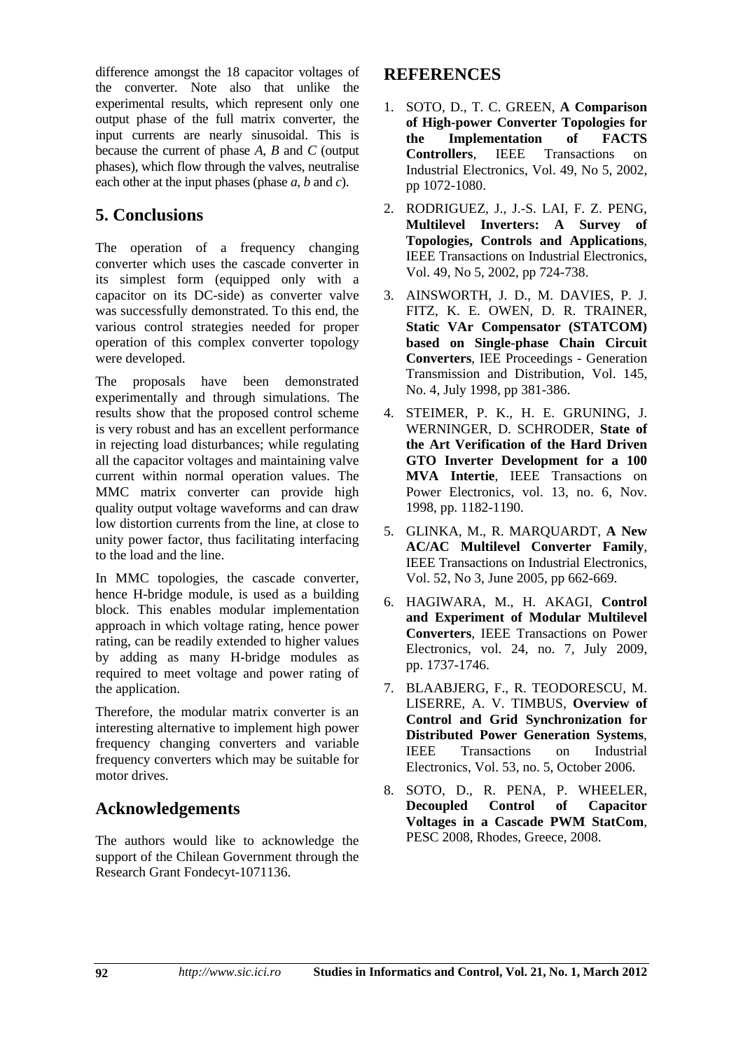difference amongst the 18 capacitor voltages of the converter. Note also that unlike the experimental results, which represent only one output phase of the full matrix converter, the input currents are nearly sinusoidal. This is because the current of phase *A*, *B* and *C* (output phases), which flow through the valves, neutralise each other at the input phases (phase *a*, *b* and *c*).

## 5. Conclusions

The operation of a frequency changing converter which uses the cascade converter in its simplest form (equipped only with a capacitor on its DC-side) as converter valve was successfully demonstrated. To this end, the various control strategies needed for proper operation of this complex converter topology were developed.

The proposals have been demonstrated experimentally and through simulations. The results show that the proposed control scheme is very robust and has an excellent performance in rejecting load disturbances; while regulating all the capacitor voltages and maintaining valve current within normal operation values. The MMC matrix converter can provide high quality output voltage waveforms and can draw low distortion currents from the line, at close to unity power factor, thus facilitating interfacing to the load and the line.

In MMC topologies, the cascade converter, hence H-bridge module, is used as a building block. This enables modular implementation approach in which voltage rating, hence power rating, can be readily extended to higher values by adding as many H-bridge modules as required to meet voltage and power rating of the application.

Therefore, the modular matrix converter is an interesting alternative to implement high power frequency changing converters and variable frequency converters which may be suitable for motor drives.

## Acknowledgements

The authors would like to acknowledge the support of the Chilean Government through the Research Grant Fondecyt-1071136.

## REFERENCES

1. SOTO, D., T. C. GREEN, **A Comparison of High-power Converter Topologies for the Implementation of FACTS Controllers**, IEEE Transactions on Industrial Electronics, Vol. 49, No 5, 2002, pp 1072-1080.
2. RODRIGUEZ, J., J.-S. LAI, F. Z. PENG, **Multilevel Inverters: A Survey of Topologies, Controls and Applications**, IEEE Transactions on Industrial Electronics, Vol. 49, No 5, 2002, pp 724-738.
3. AINSWORTH, J. D., M. DAVIES, P. J. FITZ, K. E. OWEN, D. R. TRAINER, **Static VAr Compensator (STATCOM) based on Single-phase Chain Circuit Converters**, IEE Proceedings - Generation Transmission and Distribution, Vol. 145, No. 4, July 1998, pp 381-386.
4. STEIMER, P. K., H. E. GRUNING, J. WERNINGER, D. SCHRODER, **State of the Art Verification of the Hard Driven GTO Inverter Development for a 100 MVA Intertie**, IEEE Transactions on Power Electronics, vol. 13, no. 6, Nov. 1998, pp. 1182-1190.
5. GLINKA, M., R. MARQUARDT, **A New AC/AC Multilevel Converter Family**, IEEE Transactions on Industrial Electronics, Vol. 52, No 3, June 2005, pp 662-669.
6. HAGIWARA, M., H. AKAGI, **Control and Experiment of Modular Multilevel Converters**, IEEE Transactions on Power Electronics, vol. 24, no. 7, July 2009, pp. 1737-1746.
7. BLAABJERG, F., R. TEODORESCU, M. LISERRE, A. V. TIMBUS, **Overview of Control and Grid Synchronization for Distributed Power Generation Systems**, IEEE Transactions on Industrial Electronics, Vol. 53, no. 5, October 2006.
8. SOTO, D., R. PENA, P. WHEELER, **Decoupled Control of Capacitor Voltages in a Cascade PWM StatCom**, PESC 2008, Rhodes, Greece, 2008.